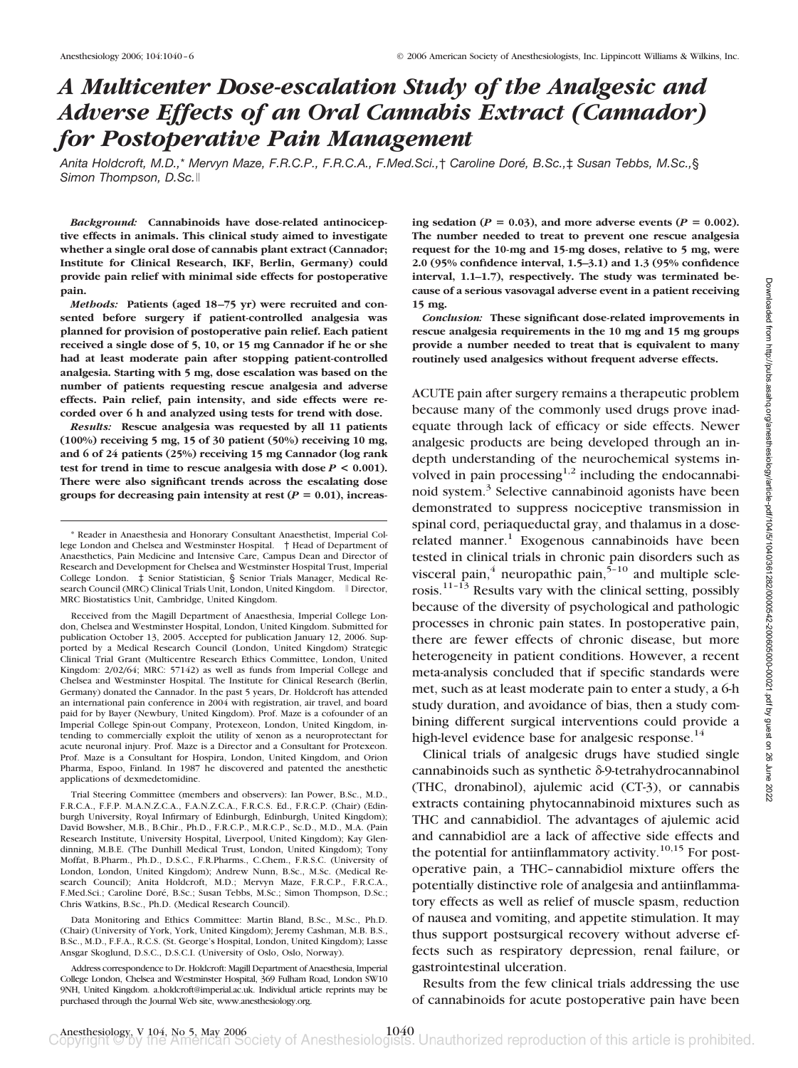# A Multicenter Dose-escalation Study of the Analgesic and Adverse Effects of an Oral Cannabis Extract (Cannador) for Postoperative Pain Management

*Anita Holdcroft, M.D.,\* Mervyn Maze, F.R.C.P., F.R.C.A., F.Med.Sci.,† Caroline Doré, B.Sc.,‡ Susan Tebbs, M.Sc.,§ Simon Thompson, D.Sc.‖*

***Background:*** **Cannabinoids have dose-related antinociceptive effects in animals. This clinical study aimed to investigate whether a single oral dose of cannabis plant extract (Cannador; Institute for Clinical Research, IKF, Berlin, Germany) could provide pain relief with minimal side effects for postoperative pain.**

***Methods:*** **Patients (aged 18–75 yr) were recruited and consented before surgery if patient-controlled analgesia was planned for provision of postoperative pain relief. Each patient received a single dose of 5, 10, or 15 mg Cannador if he or she had at least moderate pain after stopping patient-controlled analgesia. Starting with 5 mg, dose escalation was based on the number of patients requesting rescue analgesia and adverse effects. Pain relief, pain intensity, and side effects were recorded over 6 h and analyzed using tests for trend with dose.**

***Results:*** **Rescue analgesia was requested by all 11 patients (100%) receiving 5 mg, 15 of 30 patient (50%) receiving 10 mg, and 6 of 24 patients (25%) receiving 15 mg Cannador (log rank test for trend in time to rescue analgesia with dose $P < 0.001$). There were also significant trends across the escalating dose groups for decreasing pain intensity at rest ($P = 0.01$), increasing sedation ($P = 0.03$), and more adverse events ($P = 0.002$). The number needed to treat to prevent one rescue analgesia request for the 10-mg and 15-mg doses, relative to 5 mg, were 2.0 (95% confidence interval, 1.5–3.1) and 1.3 (95% confidence interval, 1.1–1.7), respectively. The study was terminated because of a serious vasovagal adverse event in a patient receiving 15 mg.**

***Conclusion:*** **These significant dose-related improvements in rescue analgesia requirements in the 10 mg and 15 mg groups provide a number needed to treat that is equivalent to many routinely used analgesics without frequent adverse effects.**

\* Reader in Anaesthesia and Honorary Consultant Anaesthetist, Imperial College London and Chelsea and Westminster Hospital. † Head of Department of Anaesthetics, Pain Medicine and Intensive Care, Campus Dean and Director of Research and Development for Chelsea and Westminster Hospital Trust, Imperial College London. ‡ Senior Statistician, § Senior Trials Manager, Medical Research Council (MRC) Clinical Trials Unit, London, United Kingdom. ‖ Director, MRC Biostatistics Unit, Cambridge, United Kingdom.

Received from the Magill Department of Anaesthesia, Imperial College London, Chelsea and Westminster Hospital, London, United Kingdom. Submitted for publication October 13, 2005. Accepted for publication January 12, 2006. Supported by a Medical Research Council (London, United Kingdom) Strategic Clinical Trial Grant (Multicentre Research Ethics Committee, London, United Kingdom: 2/02/64; MRC: 57142) as well as funds from Imperial College and Chelsea and Westminster Hospital. The Institute for Clinical Research (Berlin, Germany) donated the Cannador. In the past 5 years, Dr. Holdcroft has attended an international pain conference in 2004 with registration, air travel, and board paid for by Bayer (Newbury, United Kingdom). Prof. Maze is a cofounder of an Imperial College Spin-out Company, Protexeon, London, United Kingdom, intending to commercially exploit the utility of xenon as a neuroprotectant for acute neuronal injury. Prof. Maze is a Director and a Consultant for Protexeon. Prof. Maze is a Consultant for Hospira, London, United Kingdom, and Orion Pharma, Espoo, Finland. In 1987 he discovered and patented the anesthetic applications of dexmedetomidine.

Trial Steering Committee (members and observers): Ian Power, B.Sc., M.D., F.R.C.A., F.F.P. M.A.N.Z.C.A., F.A.N.Z.C.A., F.R.C.S. Ed., F.R.C.P. (Chair) (Edinburgh University, Royal Infirmary of Edinburgh, Edinburgh, United Kingdom); David Bowsher, M.B., B.Chir., Ph.D., F.R.C.P., M.R.C.P., Sc.D., M.D., M.A. (Pain Research Institute, University Hospital, Liverpool, United Kingdom); Kay Glendinning, M.B.E. (The Dunhill Medical Trust, London, United Kingdom); Tony Moffat, B.Pharm., Ph.D., D.S.C., F.R.Pharms., C.Chem., F.R.S.C. (University of London, London, United Kingdom); Andrew Nunn, B.Sc., M.Sc. (Medical Research Council); Anita Holdcroft, M.D.; Mervyn Maze, F.R.C.P., F.R.C.A., F.Med.Sci.; Caroline Doré, B.Sc.; Susan Tebbs, M.Sc.; Simon Thompson, D.Sc.; Chris Watkins, B.Sc., Ph.D. (Medical Research Council).

Data Monitoring and Ethics Committee: Martin Bland, B.Sc., M.Sc., Ph.D. (Chair) (University of York, York, United Kingdom); Jeremy Cashman, M.B. B.S., B.Sc., M.D., F.F.A., R.C.S. (St. George's Hospital, London, United Kingdom); Lasse Ansgar Skoglund, D.S.C., D.S.C.I. (University of Oslo, Oslo, Norway).

Address correspondence to Dr. Holdcroft: Magill Department of Anaesthesia, Imperial College London, Chelsea and Westminster Hospital, 369 Fulham Road, London SW10 9NH, United Kingdom. a.holdcroft@imperial.ac.uk. Individual article reprints may be purchased through the Journal Web site, www.anesthesiology.org.

ACUTE pain after surgery remains a therapeutic problem because many of the commonly used drugs prove inadequate through lack of efficacy or side effects. Newer analgesic products are being developed through an in-depth understanding of the neurochemical systems involved in pain processing[1,2] including the endocannabinoid system.[3] Selective cannabinoid agonists have been demonstrated to suppress nociceptive transmission in spinal cord, periaqueductal gray, and thalamus in a dose-related manner.[1] Exogenous cannabinoids have been tested in clinical trials in chronic pain disorders such as visceral pain,[4] neuropathic pain,[5–10] and multiple sclerosis.[11–13] Results vary with the clinical setting, possibly because of the diversity of psychological and pathologic processes in chronic pain states. In postoperative pain, there are fewer effects of chronic disease, but more heterogeneity in patient conditions. However, a recent meta-analysis concluded that if specific standards were met, such as at least moderate pain to enter a study, a 6-h study duration, and avoidance of bias, then a study combining different surgical interventions could provide a high-level evidence base for analgesic response.[14]

Clinical trials of analgesic drugs have studied single cannabinoids such as synthetic δ-9-tetrahydrocannabinol (THC, dronabinol), ajulemic acid (CT-3), or cannabis extracts containing phytocannabinoid mixtures such as THC and cannabidiol. The advantages of ajulemic acid and cannabidiol are a lack of affective side effects and the potential for antiinflammatory activity.[10,15] For postoperative pain, a THC–cannabidiol mixture offers the potentially distinctive role of analgesia and antiinflammatory effects as well as relief of muscle spasm, reduction of nausea and vomiting, and appetite stimulation. It may thus support postsurgical recovery without adverse effects such as respiratory depression, renal failure, or gastrointestinal ulceration.

Results from the few clinical trials addressing the use of cannabinoids for acute postoperative pain have been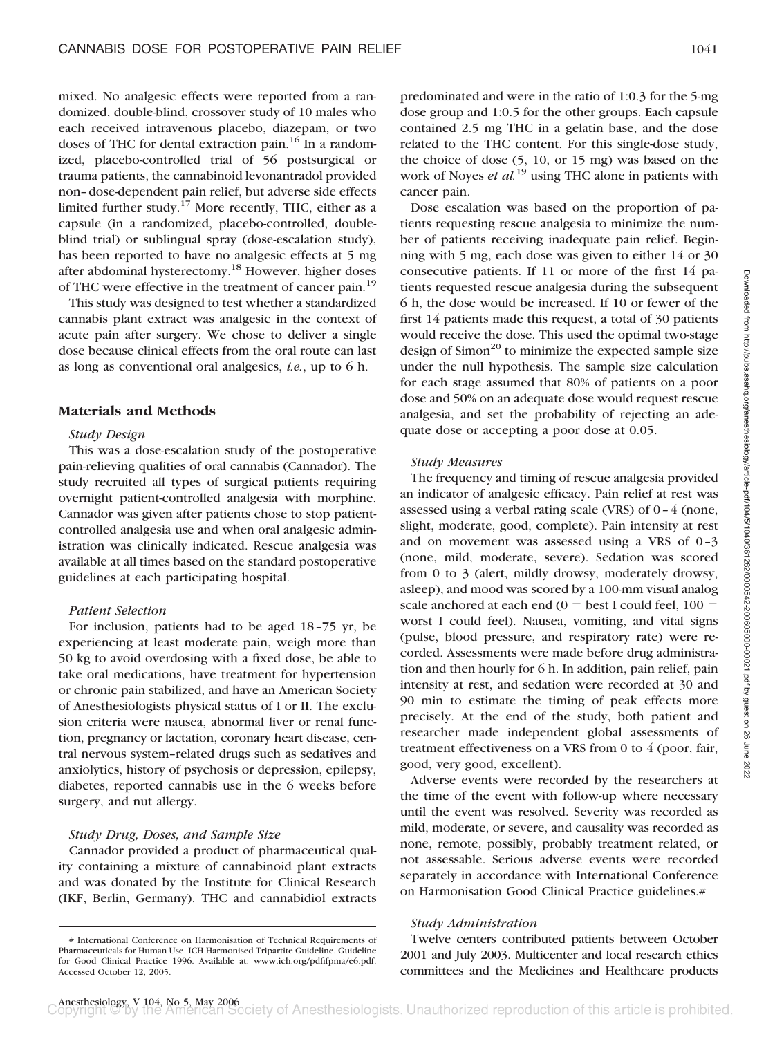mixed. No analgesic effects were reported from a randomized, double-blind, crossover study of 10 males who each received intravenous placebo, diazepam, or two doses of THC for dental extraction pain.[16] In a randomized, placebo-controlled trial of 56 postsurgical or trauma patients, the cannabinoid levonantradol provided non–dose-dependent pain relief, but adverse side effects limited further study.[17] More recently, THC, either as a capsule (in a randomized, placebo-controlled, double-blind trial) or sublingual spray (dose-escalation study), has been reported to have no analgesic effects at 5 mg after abdominal hysterectomy.[18] However, higher doses of THC were effective in the treatment of cancer pain.[19]

This study was designed to test whether a standardized cannabis plant extract was analgesic in the context of acute pain after surgery. We chose to deliver a single dose because clinical effects from the oral route can last as long as conventional oral analgesics, *i.e.*, up to 6 h.

## Materials and Methods

### *Study Design*

This was a dose-escalation study of the postoperative pain-relieving qualities of oral cannabis (Cannador). The study recruited all types of surgical patients requiring overnight patient-controlled analgesia with morphine. Cannador was given after patients chose to stop patient-controlled analgesia use and when oral analgesic administration was clinically indicated. Rescue analgesia was available at all times based on the standard postoperative guidelines at each participating hospital.

### *Patient Selection*

For inclusion, patients had to be aged 18–75 yr, be experiencing at least moderate pain, weigh more than 50 kg to avoid overdosing with a fixed dose, be able to take oral medications, have treatment for hypertension or chronic pain stabilized, and have an American Society of Anesthesiologists physical status of I or II. The exclusion criteria were nausea, abnormal liver or renal function, pregnancy or lactation, coronary heart disease, central nervous system–related drugs such as sedatives and anxiolytics, history of psychosis or depression, epilepsy, diabetes, reported cannabis use in the 6 weeks before surgery, and nut allergy.

### *Study Drug, Doses, and Sample Size*

Cannador provided a product of pharmaceutical quality containing a mixture of cannabinoid plant extracts and was donated by the Institute for Clinical Research (IKF, Berlin, Germany). THC and cannabidiol extracts predominated and were in the ratio of 1:0.3 for the 5-mg dose group and 1:0.5 for the other groups. Each capsule contained 2.5 mg THC in a gelatin base, and the dose related to the THC content. For this single-dose study, the choice of dose (5, 10, or 15 mg) was based on the work of Noyes *et al.*[19] using THC alone in patients with cancer pain.

Dose escalation was based on the proportion of patients requesting rescue analgesia to minimize the number of patients receiving inadequate pain relief. Beginning with 5 mg, each dose was given to either 14 or 30 consecutive patients. If 11 or more of the first 14 patients requested rescue analgesia during the subsequent 6 h, the dose would be increased. If 10 or fewer of the first 14 patients made this request, a total of 30 patients would receive the dose. This used the optimal two-stage design of Simon[20] to minimize the expected sample size under the null hypothesis. The sample size calculation for each stage assumed that 80% of patients on a poor dose and 50% on an adequate dose would request rescue analgesia, and set the probability of rejecting an adequate dose or accepting a poor dose at 0.05.

### *Study Measures*

The frequency and timing of rescue analgesia provided an indicator of analgesic efficacy. Pain relief at rest was assessed using a verbal rating scale (VRS) of 0–4 (none, slight, moderate, good, complete). Pain intensity at rest and on movement was assessed using a VRS of 0–3 (none, mild, moderate, severe). Sedation was scored from 0 to 3 (alert, mildly drowsy, moderately drowsy, asleep), and mood was scored by a 100-mm visual analog scale anchored at each end (0 = best I could feel, 100 = worst I could feel). Nausea, vomiting, and vital signs (pulse, blood pressure, and respiratory rate) were recorded. Assessments were made before drug administration and then hourly for 6 h. In addition, pain relief, pain intensity at rest, and sedation were recorded at 30 and 90 min to estimate the timing of peak effects more precisely. At the end of the study, both patient and researcher made independent global assessments of treatment effectiveness on a VRS from 0 to 4 (poor, fair, good, very good, excellent).

Adverse events were recorded by the researchers at the time of the event with follow-up where necessary until the event was resolved. Severity was recorded as mild, moderate, or severe, and causality was recorded as none, remote, possibly, probably treatment related, or not assessable. Serious adverse events were recorded separately in accordance with International Conference on Harmonisation Good Clinical Practice guidelines.#

### *Study Administration*

Twelve centers contributed patients between October 2001 and July 2003. Multicenter and local research ethics committees and the Medicines and Healthcare products

# International Conference on Harmonisation of Technical Requirements of Pharmaceuticals for Human Use. ICH Harmonised Tripartite Guideline. Guideline for Good Clinical Practice 1996. Available at: www.ich.org/pdfifpma/e6.pdf. Accessed October 12, 2005.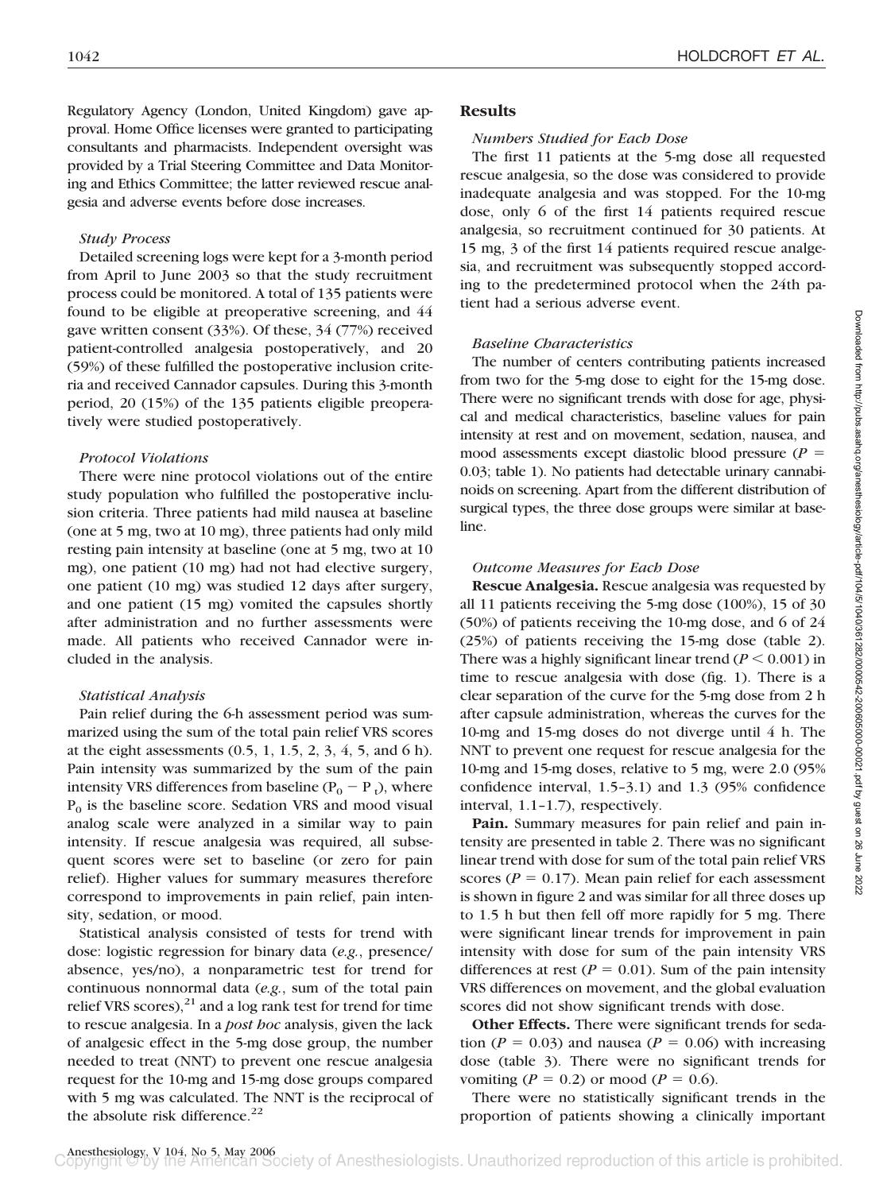Regulatory Agency (London, United Kingdom) gave approval. Home Office licenses were granted to participating consultants and pharmacists. Independent oversight was provided by a Trial Steering Committee and Data Monitoring and Ethics Committee; the latter reviewed rescue analgesia and adverse events before dose increases.

### *Study Process*

Detailed screening logs were kept for a 3-month period from April to June 2003 so that the study recruitment process could be monitored. A total of 135 patients were found to be eligible at preoperative screening, and 44 gave written consent (33%). Of these, 34 (77%) received patient-controlled analgesia postoperatively, and 20 (59%) of these fulfilled the postoperative inclusion criteria and received Cannador capsules. During this 3-month period, 20 (15%) of the 135 patients eligible preoperatively were studied postoperatively.

### *Protocol Violations*

There were nine protocol violations out of the entire study population who fulfilled the postoperative inclusion criteria. Three patients had mild nausea at baseline (one at 5 mg, two at 10 mg), three patients had only mild resting pain intensity at baseline (one at 5 mg, two at 10 mg), one patient (10 mg) had not had elective surgery, one patient (10 mg) was studied 12 days after surgery, and one patient (15 mg) vomited the capsules shortly after administration and no further assessments were made. All patients who received Cannador were included in the analysis.

### *Statistical Analysis*

Pain relief during the 6-h assessment period was summarized using the sum of the total pain relief VRS scores at the eight assessments (0.5, 1, 1.5, 2, 3, 4, 5, and 6 h). Pain intensity was summarized by the sum of the pain intensity VRS differences from baseline ($P_0 - P_t$), where $P_0$ is the baseline score. Sedation VRS and mood visual analog scale were analyzed in a similar way to pain intensity. If rescue analgesia was required, all subsequent scores were set to baseline (or zero for pain relief). Higher values for summary measures therefore correspond to improvements in pain relief, pain intensity, sedation, or mood.

Statistical analysis consisted of tests for trend with dose: logistic regression for binary data (*e.g.*, presence/absence, yes/no), a nonparametric test for trend for continuous nonnormal data (*e.g.*, sum of the total pain relief VRS scores),[21] and a log rank test for trend for time to rescue analgesia. In a *post hoc* analysis, given the lack of analgesic effect in the 5-mg dose group, the number needed to treat (NNT) to prevent one rescue analgesia request for the 10-mg and 15-mg dose groups compared with 5 mg was calculated. The NNT is the reciprocal of the absolute risk difference.[22]

## Results

### *Numbers Studied for Each Dose*

The first 11 patients at the 5-mg dose all requested rescue analgesia, so the dose was considered to provide inadequate analgesia and was stopped. For the 10-mg dose, only 6 of the first 14 patients required rescue analgesia, so recruitment continued for 30 patients. At 15 mg, 3 of the first 14 patients required rescue analgesia, and recruitment was subsequently stopped according to the predetermined protocol when the 24th patient had a serious adverse event.

### *Baseline Characteristics*

The number of centers contributing patients increased from two for the 5-mg dose to eight for the 15-mg dose. There were no significant trends with dose for age, physical and medical characteristics, baseline values for pain intensity at rest and on movement, sedation, nausea, and mood assessments except diastolic blood pressure ($P = 0.03$; table 1). No patients had detectable urinary cannabinoids on screening. Apart from the different distribution of surgical types, the three dose groups were similar at baseline.

### *Outcome Measures for Each Dose*

**Rescue Analgesia.** Rescue analgesia was requested by all 11 patients receiving the 5-mg dose (100%), 15 of 30 (50%) of patients receiving the 10-mg dose, and 6 of 24 (25%) of patients receiving the 15-mg dose (table 2). There was a highly significant linear trend ($P < 0.001$) in time to rescue analgesia with dose (fig. 1). There is a clear separation of the curve for the 5-mg dose from 2 h after capsule administration, whereas the curves for the 10-mg and 15-mg doses do not diverge until 4 h. The NNT to prevent one request for rescue analgesia for the 10-mg and 15-mg doses, relative to 5 mg, were 2.0 (95% confidence interval, 1.5–3.1) and 1.3 (95% confidence interval, 1.1–1.7), respectively.

**Pain.** Summary measures for pain relief and pain intensity are presented in table 2. There was no significant linear trend with dose for sum of the total pain relief VRS scores ($P = 0.17$). Mean pain relief for each assessment is shown in figure 2 and was similar for all three doses up to 1.5 h but then fell off more rapidly for 5 mg. There were significant linear trends for improvement in pain intensity with dose for sum of the pain intensity VRS differences at rest ($P = 0.01$). Sum of the pain intensity VRS differences on movement, and the global evaluation scores did not show significant trends with dose.

**Other Effects.** There were significant trends for sedation ($P = 0.03$) and nausea ($P = 0.06$) with increasing dose (table 3). There were no significant trends for vomiting ($P = 0.2$) or mood ($P = 0.6$).

There were no statistically significant trends in the proportion of patients showing a clinically important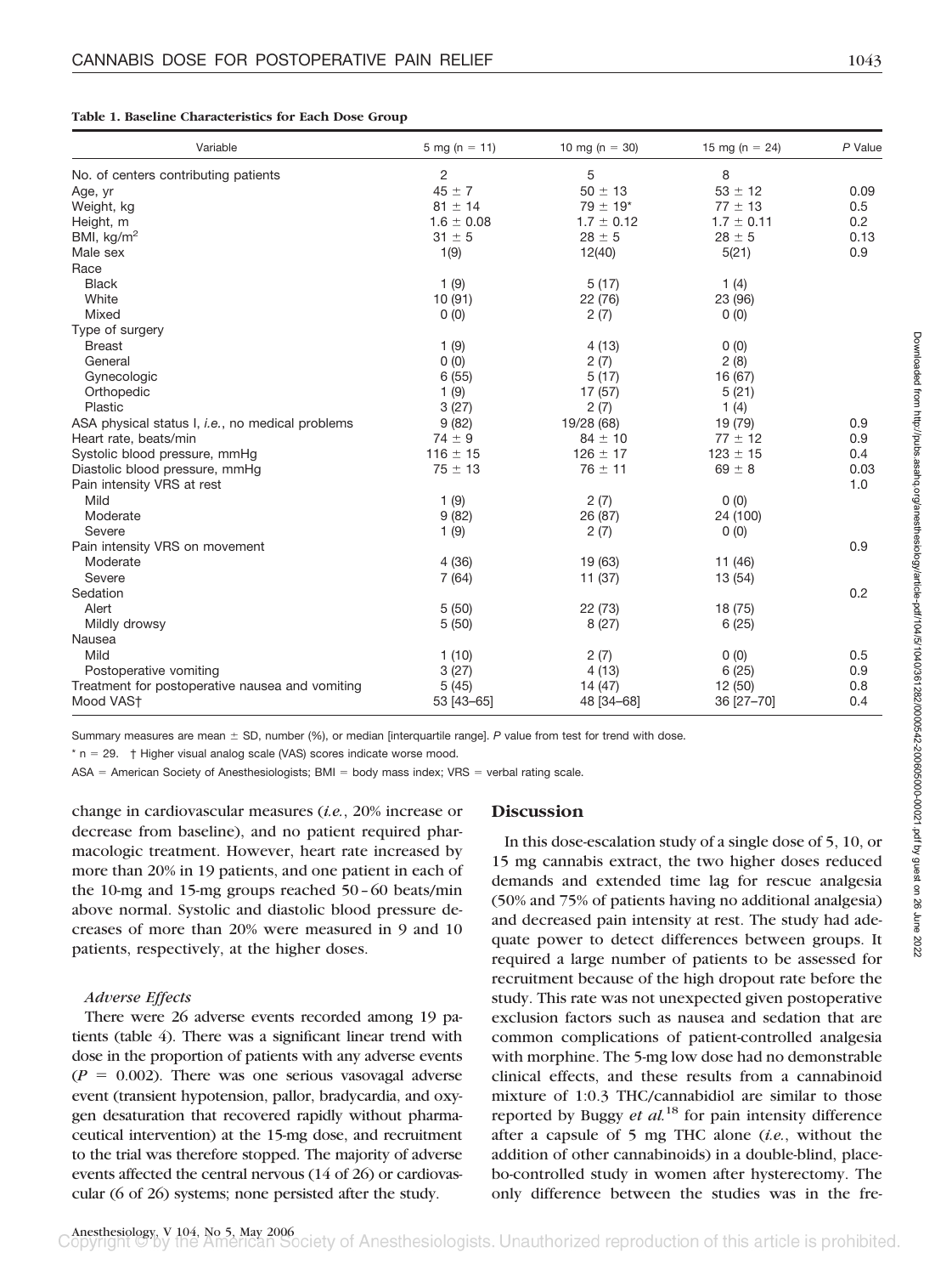**Table 1. Baseline Characteristics for Each Dose Group**

| Variable | 5 mg (n = 11) | 10 mg (n = 30) | 15 mg (n = 24) | P Value |
|---|---|---|---|---|
| No. of centers contributing patients | 2 | 5 | 8 | |
| Age, yr | 45 ± 7 | 50 ± 13 | 53 ± 12 | 0.09 |
| Weight, kg | 81 ± 14 | 79 ± 19* | 77 ± 13 | 0.5 |
| Height, m | 1.6 ± 0.08 | 1.7 ± 0.12 | 1.7 ± 0.11 | 0.2 |
| BMI, kg/m$^2$ | 31 ± 5 | 28 ± 5 | 28 ± 5 | 0.13 |
| Male sex | 1(9) | 12(40) | 5(21) | 0.9 |
| Race | | | | |
| Black | 1 (9) | 5 (17) | 1 (4) | |
| White | 10 (91) | 22 (76) | 23 (96) | |
| Mixed | 0 (0) | 2 (7) | 0 (0) | |
| Type of surgery | | | | |
| Breast | 1 (9) | 4 (13) | 0 (0) | |
| General | 0 (0) | 2 (7) | 2 (8) | |
| Gynecologic | 6 (55) | 5 (17) | 16 (67) | |
| Orthopedic | 1 (9) | 17 (57) | 5 (21) | |
| Plastic | 3 (27) | 2 (7) | 1 (4) | |
| ASA physical status I, *i.e.*, no medical problems | 9 (82) | 19/28 (68) | 19 (79) | 0.9 |
| Heart rate, beats/min | 74 ± 9 | 84 ± 10 | 77 ± 12 | 0.9 |
| Systolic blood pressure, mmHg | 116 ± 15 | 126 ± 17 | 123 ± 15 | 0.4 |
| Diastolic blood pressure, mmHg | 75 ± 13 | 76 ± 11 | 69 ± 8 | 0.03 |
| Pain intensity VRS at rest | | | | 1.0 |
| Mild | 1 (9) | 2 (7) | 0 (0) | |
| Moderate | 9 (82) | 26 (87) | 24 (100) | |
| Severe | 1 (9) | 2 (7) | 0 (0) | |
| Pain intensity VRS on movement | | | | 0.9 |
| Moderate | 4 (36) | 19 (63) | 11 (46) | |
| Severe | 7 (64) | 11 (37) | 13 (54) | |
| Sedation | | | | 0.2 |
| Alert | 5 (50) | 22 (73) | 18 (75) | |
| Mildly drowsy | 5 (50) | 8 (27) | 6 (25) | |
| Nausea | | | | |
| Mild | 1 (10) | 2 (7) | 0 (0) | 0.5 |
| Postoperative vomiting | 3 (27) | 4 (13) | 6 (25) | 0.9 |
| Treatment for postoperative nausea and vomiting | 5 (45) | 14 (47) | 12 (50) | 0.8 |
| Mood VAS† | 53 [43–65] | 48 [34–68] | 36 [27–70] | 0.4 |

Summary measures are mean ± SD, number (%), or median [interquartile range]. *P* value from test for trend with dose.

\* n = 29. † Higher visual analog scale (VAS) scores indicate worse mood.

ASA = American Society of Anesthesiologists; BMI = body mass index; VRS = verbal rating scale.

change in cardiovascular measures (*i.e.*, 20% increase or decrease from baseline), and no patient required pharmacologic treatment. However, heart rate increased by more than 20% in 19 patients, and one patient in each of the 10-mg and 15-mg groups reached 50–60 beats/min above normal. Systolic and diastolic blood pressure decreases of more than 20% were measured in 9 and 10 patients, respectively, at the higher doses.

*Adverse Effects*

There were 26 adverse events recorded among 19 patients (table 4). There was a significant linear trend with dose in the proportion of patients with any adverse events ($P = 0.002$). There was one serious vasovagal adverse event (transient hypotension, pallor, bradycardia, and oxygen desaturation that recovered rapidly without pharmaceutical intervention) at the 15-mg dose, and recruitment to the trial was therefore stopped. The majority of adverse events affected the central nervous (14 of 26) or cardiovascular (6 of 26) systems; none persisted after the study.

## Discussion

In this dose-escalation study of a single dose of 5, 10, or 15 mg cannabis extract, the two higher doses reduced demands and extended time lag for rescue analgesia (50% and 75% of patients having no additional analgesia) and decreased pain intensity at rest. The study had adequate power to detect differences between groups. It required a large number of patients to be assessed for recruitment because of the high dropout rate before the study. This rate was not unexpected given postoperative exclusion factors such as nausea and sedation that are common complications of patient-controlled analgesia with morphine. The 5-mg low dose had no demonstrable clinical effects, and these results from a cannabinoid mixture of 1:0.3 THC/cannabidiol are similar to those reported by Buggy *et al.*[18] for pain intensity difference after a capsule of 5 mg THC alone (*i.e.*, without the addition of other cannabinoids) in a double-blind, placebo-controlled study in women after hysterectomy. The only difference between the studies was in the fre-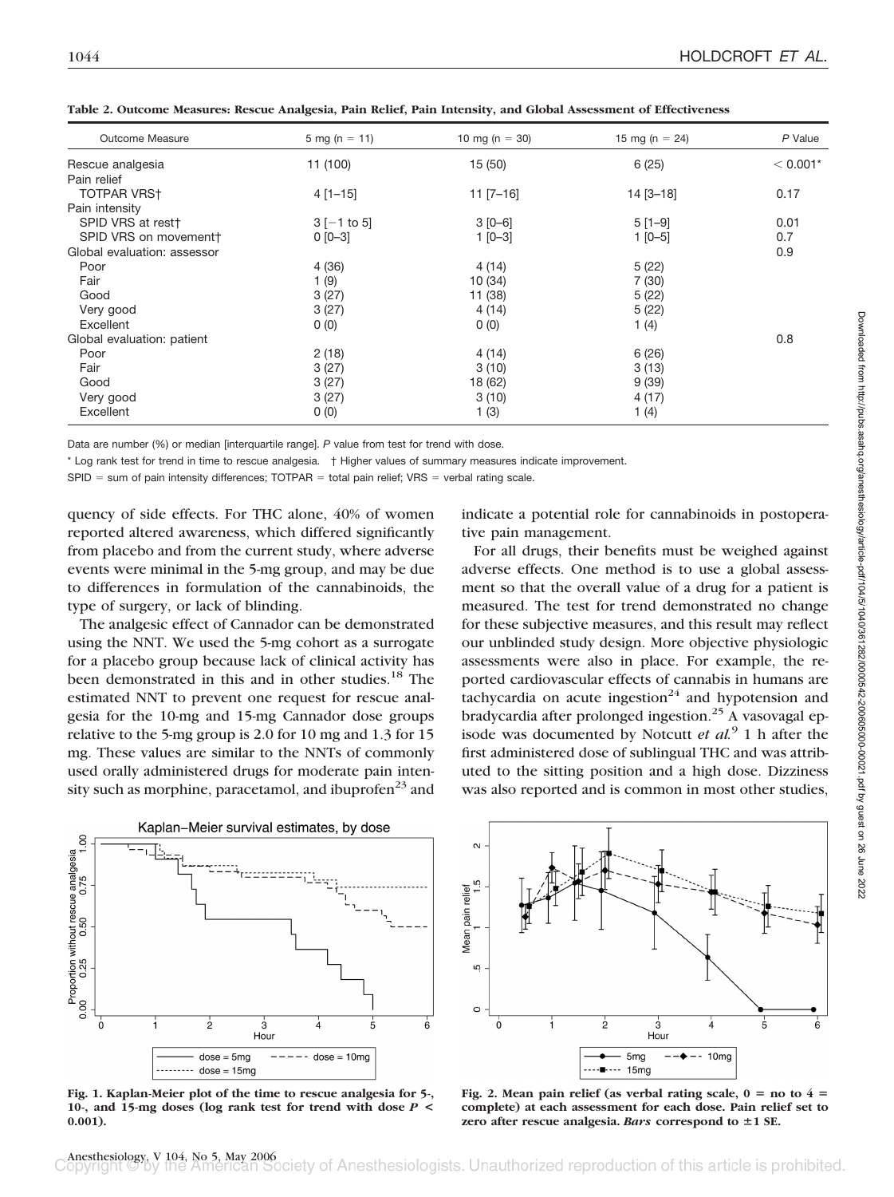**Table 2. Outcome Measures: Rescue Analgesia, Pain Relief, Pain Intensity, and Global Assessment of Effectiveness**

| Outcome Measure | 5 mg (n = 11) | 10 mg (n = 30) | 15 mg (n = 24) | P Value |
|---|---|---|---|---|
| Rescue analgesia | 11 (100) | 15 (50) | 6 (25) | < 0.001* |
| Pain relief | | | | |
| TOTPAR VRS† | 4 [1–15] | 11 [7–16] | 14 [3–18] | 0.17 |
| Pain intensity | | | | |
| SPID VRS at rest† | 3 [−1 to 5] | 3 [0–6] | 5 [1–9] | 0.01 |
| SPID VRS on movement† | 0 [0–3] | 1 [0–3] | 1 [0–5] | 0.7 |
| Global evaluation: assessor | | | | 0.9 |
| Poor | 4 (36) | 4 (14) | 5 (22) | |
| Fair | 1 (9) | 10 (34) | 7 (30) | |
| Good | 3 (27) | 11 (38) | 5 (22) | |
| Very good | 3 (27) | 4 (14) | 5 (22) | |
| Excellent | 0 (0) | 0 (0) | 1 (4) | |
| Global evaluation: patient | | | | 0.8 |
| Poor | 2 (18) | 4 (14) | 6 (26) | |
| Fair | 3 (27) | 3 (10) | 3 (13) | |
| Good | 3 (27) | 18 (62) | 9 (39) | |
| Very good | 3 (27) | 3 (10) | 4 (17) | |
| Excellent | 0 (0) | 1 (3) | 1 (4) | |

Data are number (%) or median [interquartile range]. *P* value from test for trend with dose.

* Log rank test for trend in time to rescue analgesia. † Higher values of summary measures indicate improvement.

SPID = sum of pain intensity differences; TOTPAR = total pain relief; VRS = verbal rating scale.

quency of side effects. For THC alone, 40% of women reported altered awareness, which differed significantly from placebo and from the current study, where adverse events were minimal in the 5-mg group, and may be due to differences in formulation of the cannabinoids, the type of surgery, or lack of blinding.

The analgesic effect of Cannador can be demonstrated using the NNT. We used the 5-mg cohort as a surrogate for a placebo group because lack of clinical activity has been demonstrated in this and in other studies.[18] The estimated NNT to prevent one request for rescue analgesia for the 10-mg and 15-mg Cannador dose groups relative to the 5-mg group is 2.0 for 10 mg and 1.3 for 15 mg. These values are similar to the NNTs of commonly used orally administered drugs for moderate pain intensity such as morphine, paracetamol, and ibuprofen[23] and indicate a potential role for cannabinoids in postoperative pain management.

For all drugs, their benefits must be weighed against adverse effects. One method is to use a global assessment so that the overall value of a drug for a patient is measured. The test for trend demonstrated no change for these subjective measures, and this result may reflect our unblinded study design. More objective physiologic assessments were also in place. For example, the reported cardiovascular effects of cannabis in humans are tachycardia on acute ingestion[24] and hypotension and bradycardia after prolonged ingestion.[25] A vasovagal episode was documented by Notcutt *et al.*[9] 1 h after the first administered dose of sublingual THC and was attributed to the sitting position and a high dose. Dizziness was also reported and is common in most other studies,

**Fig. 1. Kaplan-Meier plot of the time to rescue analgesia for 5-, 10-, and 15-mg doses (log rank test for trend with dose *P* < 0.001).**

**Fig. 2. Mean pain relief (as verbal rating scale, 0 = no to 4 = complete) at each assessment for each dose. Pain relief set to zero after rescue analgesia. *Bars* correspond to ±1 SE.**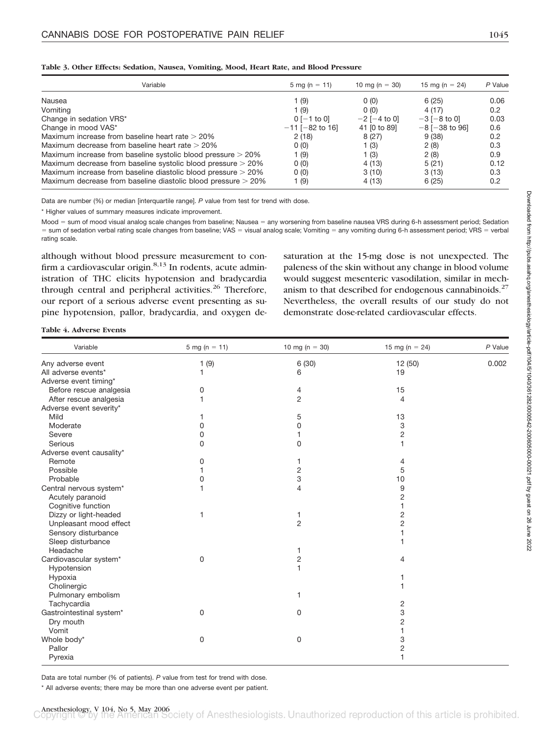**Table 3. Other Effects: Sedation, Nausea, Vomiting, Mood, Heart Rate, and Blood Pressure**

| Variable | 5 mg (n = 11) | 10 mg (n = 30) | 15 mg (n = 24) | *P* Value |
|---|---|---|---|---|
| Nausea | 1 (9) | 0 (0) | 6 (25) | 0.06 |
| Vomiting | 1 (9) | 0 (0) | 4 (17) | 0.2 |
| Change in sedation VRS* | 0 [−1 to 0] | −2 [−4 to 0] | −3 [−8 to 0] | 0.03 |
| Change in mood VAS* | −11 [−82 to 16] | 41 [0 to 89] | −8 [−38 to 96] | 0.6 |
| Maximum increase from baseline heart rate > 20% | 2 (18) | 8 (27) | 9 (38) | 0.2 |
| Maximum decrease from baseline heart rate > 20% | 0 (0) | 1 (3) | 2 (8) | 0.3 |
| Maximum increase from baseline systolic blood pressure > 20% | 1 (9) | 1 (3) | 2 (8) | 0.9 |
| Maximum decrease from baseline systolic blood pressure > 20% | 0 (0) | 4 (13) | 5 (21) | 0.12 |
| Maximum increase from baseline diastolic blood pressure > 20% | 0 (0) | 3 (10) | 3 (13) | 0.3 |
| Maximum decrease from baseline diastolic blood pressure > 20% | 1 (9) | 4 (13) | 6 (25) | 0.2 |

Data are number (%) or median [interquartile range]. *P* value from test for trend with dose.

* Higher values of summary measures indicate improvement.

Mood = sum of mood visual analog scale changes from baseline; Nausea = any worsening from baseline nausea VRS during 6-h assessment period; Sedation = sum of sedation verbal rating scale changes from baseline; VAS = visual analog scale; Vomiting = any vomiting during 6-h assessment period; VRS = verbal rating scale.

although without blood pressure measurement to confirm a cardiovascular origin.[8,13] In rodents, acute administration of THC elicits hypotension and bradycardia through central and peripheral activities.[26] Therefore, our report of a serious adverse event presenting as supine hypotension, pallor, bradycardia, and oxygen desaturation at the 15-mg dose is not unexpected. The paleness of the skin without any change in blood volume would suggest mesenteric vasodilation, similar in mechanism to that described for endogenous cannabinoids.[27] Nevertheless, the overall results of our study do not demonstrate dose-related cardiovascular effects.

**Table 4. Adverse Events**

| Variable | 5 mg (n = 11) | 10 mg (n = 30) | 15 mg (n = 24) | *P* Value |
|---|---|---|---|---|
| Any adverse event | 1 (9) | 6 (30) | 12 (50) | 0.002 |
| All adverse events* | 1 | 6 | 19 | |
| Adverse event timing* | | | | |
| Before rescue analgesia | 0 | 4 | 15 | |
| After rescue analgesia | 1 | 2 | 4 | |
| Adverse event severity* | | | | |
| Mild | 1 | 5 | 13 | |
| Moderate | 0 | 0 | 3 | |
| Severe | 0 | 1 | 2 | |
| Serious | 0 | 0 | 1 | |
| Adverse event causality* | | | | |
| Remote | 0 | 1 | 4 | |
| Possible | 1 | 2 | 5 | |
| Probable | 0 | 3 | 10 | |
| Central nervous system* | 1 | 4 | 9 | |
| Acutely paranoid | | | 2 | |
| Cognitive function | | | 1 | |
| Dizzy or light-headed | 1 | 1 | 2 | |
| Unpleasant mood effect | | 2 | 2 | |
| Sensory disturbance | | | 1 | |
| Sleep disturbance | | | 1 | |
| Headache | | 1 | | |
| Cardiovascular system* | 0 | 2 | 4 | |
| Hypotension | | 1 | | |
| Hypoxia | | | 1 | |
| Cholinergic | | | 1 | |
| Pulmonary embolism | | 1 | | |
| Tachycardia | | | 2 | |
| Gastrointestinal system* | 0 | 0 | 3 | |
| Dry mouth | | | 2 | |
| Vomit | | | 1 | |
| Whole body* | 0 | 0 | 3 | |
| Pallor | | | 2 | |
| Pyrexia | | | 1 | |

Data are total number (% of patients). *P* value from test for trend with dose.

* All adverse events; there may be more than one adverse event per patient.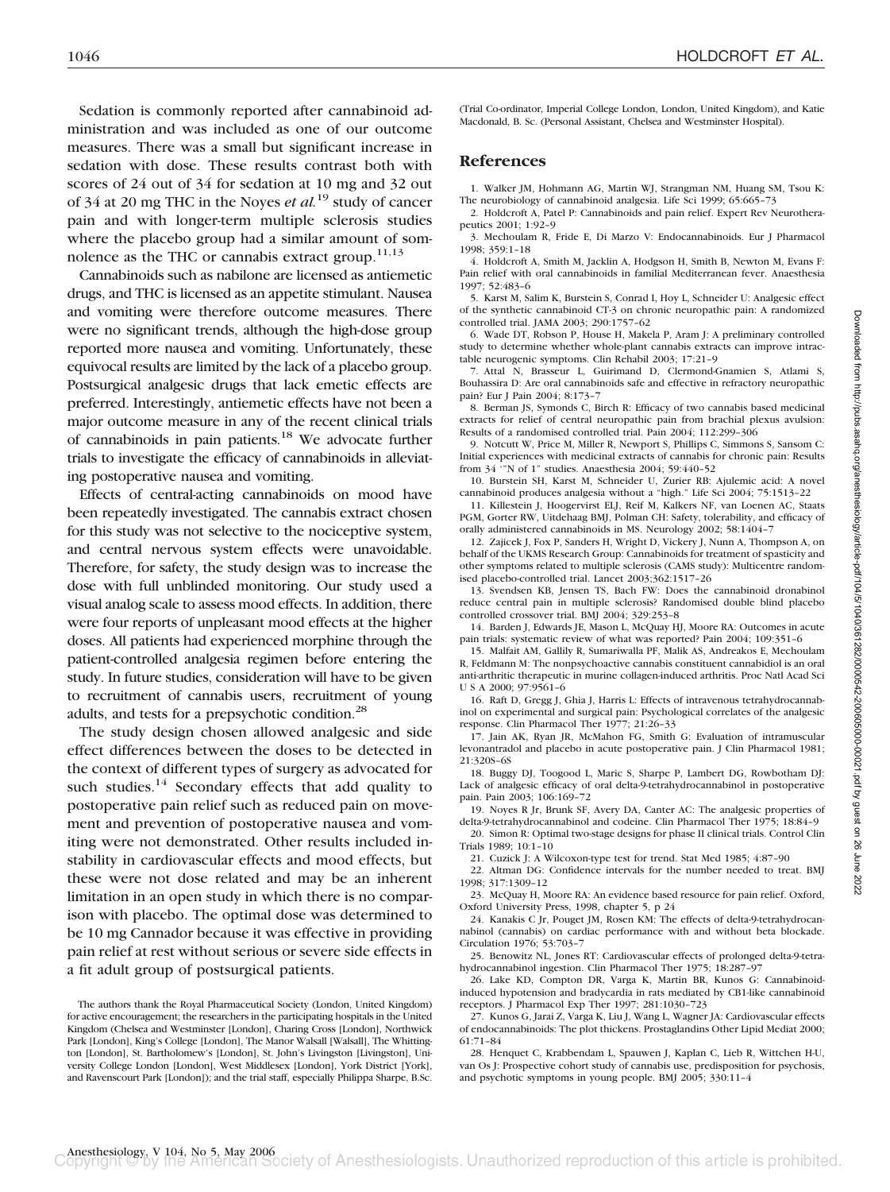Sedation is commonly reported after cannabinoid administration and was included as one of our outcome measures. There was a small but significant increase in sedation with dose. These results contrast both with scores of 24 out of 34 for sedation at 10 mg and 32 out of 34 at 20 mg THC in the Noyes *et al.*[19] study of cancer pain and with longer-term multiple sclerosis studies where the placebo group had a similar amount of somnolence as the THC or cannabis extract group.[11,13]

Cannabinoids such as nabilone are licensed as antiemetic drugs, and THC is licensed as an appetite stimulant. Nausea and vomiting were therefore outcome measures. There were no significant trends, although the high-dose group reported more nausea and vomiting. Unfortunately, these equivocal results are limited by the lack of a placebo group. Postsurgical analgesic drugs that lack emetic effects are preferred. Interestingly, antiemetic effects have not been a major outcome measure in any of the recent clinical trials of cannabinoids in pain patients.[18] We advocate further trials to investigate the efficacy of cannabinoids in alleviating postoperative nausea and vomiting.

Effects of central-acting cannabinoids on mood have been repeatedly investigated. The cannabis extract chosen for this study was not selective to the nociceptive system, and central nervous system effects were unavoidable. Therefore, for safety, the study design was to increase the dose with full unblinded monitoring. Our study used a visual analog scale to assess mood effects. In addition, there were four reports of unpleasant mood effects at the higher doses. All patients had experienced morphine through the patient-controlled analgesia regimen before entering the study. In future studies, consideration will have to be given to recruitment of cannabis users, recruitment of young adults, and tests for a prepsychotic condition.[28]

The study design chosen allowed analgesic and side effect differences between the doses to be detected in the context of different types of surgery as advocated for such studies.[14] Secondary effects that add quality to postoperative pain relief such as reduced pain on movement and prevention of postoperative nausea and vomiting were not demonstrated. Other results included instability in cardiovascular effects and mood effects, but these were not dose related and may be an inherent limitation in an open study in which there is no comparison with placebo. The optimal dose was determined to be 10 mg Cannador because it was effective in providing pain relief at rest without serious or severe side effects in a fit adult group of postsurgical patients.

The authors thank the Royal Pharmaceutical Society (London, United Kingdom) for active encouragement; the researchers in the participating hospitals in the United Kingdom (Chelsea and Westminster [London], Charing Cross [London], Northwick Park [London], King's College [London], The Manor Walsall [Walsall], The Whittington [London], St. Bartholomew's [London], St. John's Livingston [Livingston], University College London [London], West Middlesex [London], York District [York], and Ravenscourt Park [London]); and the trial staff, especially Philippa Sharpe, B.Sc. (Trial Co-ordinator, Imperial College London, London, United Kingdom), and Katie Macdonald, B. Sc. (Personal Assistant, Chelsea and Westminster Hospital).

## References

1. Walker JM, Hohmann AG, Martin WJ, Strangman NM, Huang SM, Tsou K: The neurobiology of cannabinoid analgesia. Life Sci 1999; 65:665–73
2. Holdcroft A, Patel P: Cannabinoids and pain relief. Expert Rev Neurotherapeutics 2001; 1:92–9
3. Mechoulam R, Fride E, Di Marzo V: Endocannabinoids. Eur J Pharmacol 1998; 359:1–18
4. Holdcroft A, Smith M, Jacklin A, Hodgson H, Smith B, Newton M, Evans F: Pain relief with oral cannabinoids in familial Mediterranean fever. Anaesthesia 1997; 52:483–6
5. Karst M, Salim K, Burstein S, Conrad I, Hoy L, Schneider U: Analgesic effect of the synthetic cannabinoid CT-3 on chronic neuropathic pain: A randomized controlled trial. JAMA 2003; 290:1757–62
6. Wade DT, Robson P, House H, Makela P, Aram J: A preliminary controlled study to determine whether whole-plant cannabis extracts can improve intractable neurogenic symptoms. Clin Rehabil 2003; 17:21–9
7. Attal N, Brasseur L, Guirimand D, Clermond-Gnamien S, Atlami S, Bouhassira D: Are oral cannabinoids safe and effective in refractory neuropathic pain? Eur J Pain 2004; 8:173–7
8. Berman JS, Symonds C, Birch R: Efficacy of two cannabis based medicinal extracts for relief of central neuropathic pain from brachial plexus avulsion: Results of a randomised controlled trial. Pain 2004; 112:299–306
9. Notcutt W, Price M, Miller R, Newport S, Phillips C, Simmons S, Sansom C: Initial experiences with medicinal extracts of cannabis for chronic pain: Results from 34 "N of 1" studies. Anaesthesia 2004; 59:440–52
10. Burstein SH, Karst M, Schneider U, Zurier RB: Ajulemic acid: A novel cannabinoid produces analgesia without a "high." Life Sci 2004; 75:1513–22
11. Killestein J, Hoogervirst ELJ, Reif M, Kalkers NF, van Loenen AC, Staats PGM, Gorter RW, Uitdehaag BMJ, Polman CH: Safety, tolerability, and efficacy of orally administered cannabinoids in MS. Neurology 2002; 58:1404–7
12. Zajicek J, Fox P, Sanders H, Wright D, Vickery J, Nunn A, Thompson A, on behalf of the UKMS Research Group: Cannabinoids for treatment of spasticity and other symptoms related to multiple sclerosis (CAMS study): Multicentre randomised placebo-controlled trial. Lancet 2003;362:1517–26
13. Svendsen KB, Jensen TS, Bach FW: Does the cannabinoid dronabinol reduce central pain in multiple sclerosis? Randomised double blind placebo controlled crossover trial. BMJ 2004; 329:253–8
14. Barden J, Edwards JE, Mason L, McQuay HJ, Moore RA: Outcomes in acute pain trials: systematic review of what was reported? Pain 2004; 109:351–6
15. Malfait AM, Gallily R, Sumariwalla PF, Malik AS, Andreakos E, Mechoulam R, Feldmann M: The nonpsychoactive cannabis constituent cannabidiol is an oral anti-arthritic therapeutic in murine collagen-induced arthritis. Proc Natl Acad Sci U S A 2000; 97:9561–6
16. Raft D, Gregg J, Ghia J, Harris L: Effects of intravenous tetrahydrocannabinol on experimental and surgical pain: Psychological correlates of the analgesic response. Clin Pharmacol Ther 1977; 21:26–33
17. Jain AK, Ryan JR, McMahon FG, Smith G: Evaluation of intramuscular levonantradol and placebo in acute postoperative pain. J Clin Pharmacol 1981; 21:320S–6S
18. Buggy DJ, Toogood L, Maric S, Sharpe P, Lambert DG, Rowbotham DJ: Lack of analgesic efficacy of oral delta-9-tetrahydrocannabinol in postoperative pain. Pain 2003; 106:169–72
19. Noyes R Jr, Brunk SF, Avery DA, Canter AC: The analgesic properties of delta-9-tetrahydrocannabinol and codeine. Clin Pharmacol Ther 1975; 18:84–9
20. Simon R: Optimal two-stage designs for phase II clinical trials. Control Clin Trials 1989; 10:1–10
21. Cuzick J: A Wilcoxon-type test for trend. Stat Med 1985; 4:87–90
22. Altman DG: Confidence intervals for the number needed to treat. BMJ 1998; 317:1309–12
23. McQuay H, Moore RA: An evidence based resource for pain relief. Oxford, Oxford University Press, 1998, chapter 5, p 24
24. Kanakis C Jr, Pouget JM, Rosen KM: The effects of delta-9-tetrahydrocannabinol (cannabis) on cardiac performance with and without beta blockade. Circulation 1976; 53:703–7
25. Benowitz NL, Jones RT: Cardiovascular effects of prolonged delta-9-tetrahydrocannabinol ingestion. Clin Pharmacol Ther 1975; 18:287–97
26. Lake KD, Compton DR, Varga K, Martin BR, Kunos G: Cannabinoid-induced hypotension and bradycardia in rats mediated by CB1-like cannabinoid receptors. J Pharmacol Exp Ther 1997; 281:1030–723
27. Kunos G, Jarai Z, Varga K, Liu J, Wang L, Wagner JA: Cardiovascular effects of endocannabinoids: The plot thickens. Prostaglandins Other Lipid Mediat 2000; 61:71–84
28. Henquet C, Krabbendam L, Spauwen J, Kaplan C, Lieb R, Wittchen H-U, van Os J: Prospective cohort study of cannabis use, predisposition for psychosis, and psychotic symptoms in young people. BMJ 2005; 330:11–4